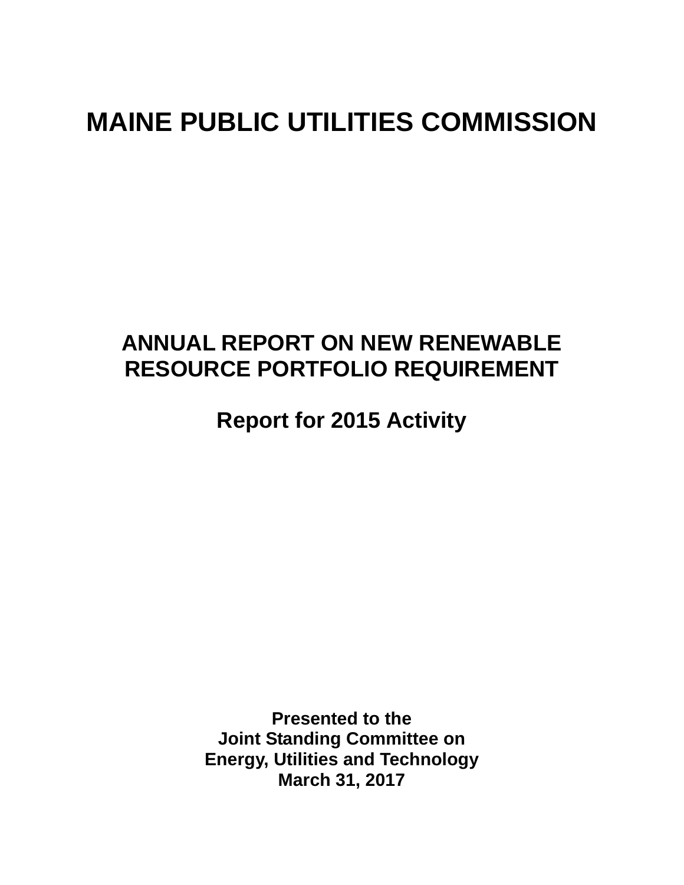# MAINE PUBLIC UTILITIES COMMISSION

## ANNUAL REPORT ON NEW RENEWABLE RESOURCE PORTFOLIO REQUIREMENT

## Report for 2015 Activity

**Presented to the**
**Joint Standing Committee on**
**Energy, Utilities and Technology**
**March 31, 2017**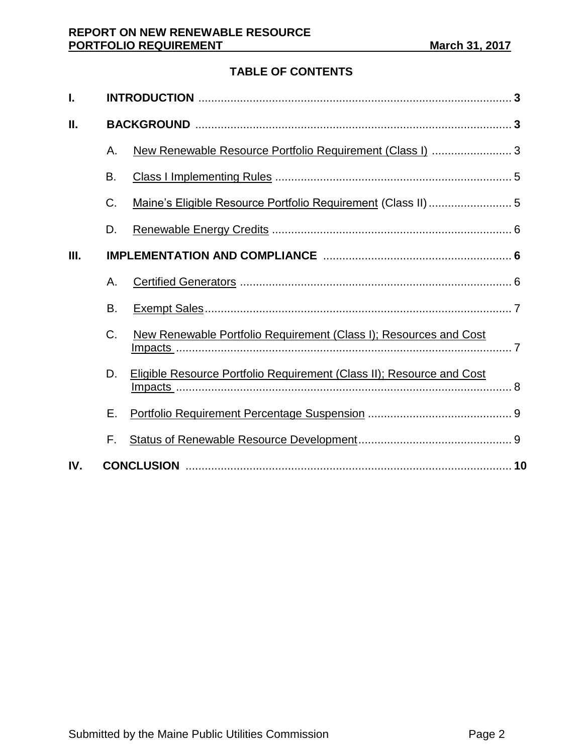## TABLE OF CONTENTS

**I. INTRODUCTION** .......... **3**

**II. BACKGROUND** .......... **3**

- A. New Renewable Resource Portfolio Requirement (Class I) .......... 3
- B. Class I Implementing Rules .......... 5
- C. Maine's Eligible Resource Portfolio Requirement (Class II) .......... 5
- D. Renewable Energy Credits .......... 6

**III. IMPLEMENTATION AND COMPLIANCE** .......... **6**

- A. Certified Generators .......... 6
- B. Exempt Sales .......... 7
- C. New Renewable Portfolio Requirement (Class I); Resources and Cost Impacts .......... 7
- D. Eligible Resource Portfolio Requirement (Class II); Resource and Cost Impacts .......... 8
- E. Portfolio Requirement Percentage Suspension .......... 9
- F. Status of Renewable Resource Development .......... 9

**IV. CONCLUSION** .......... **10**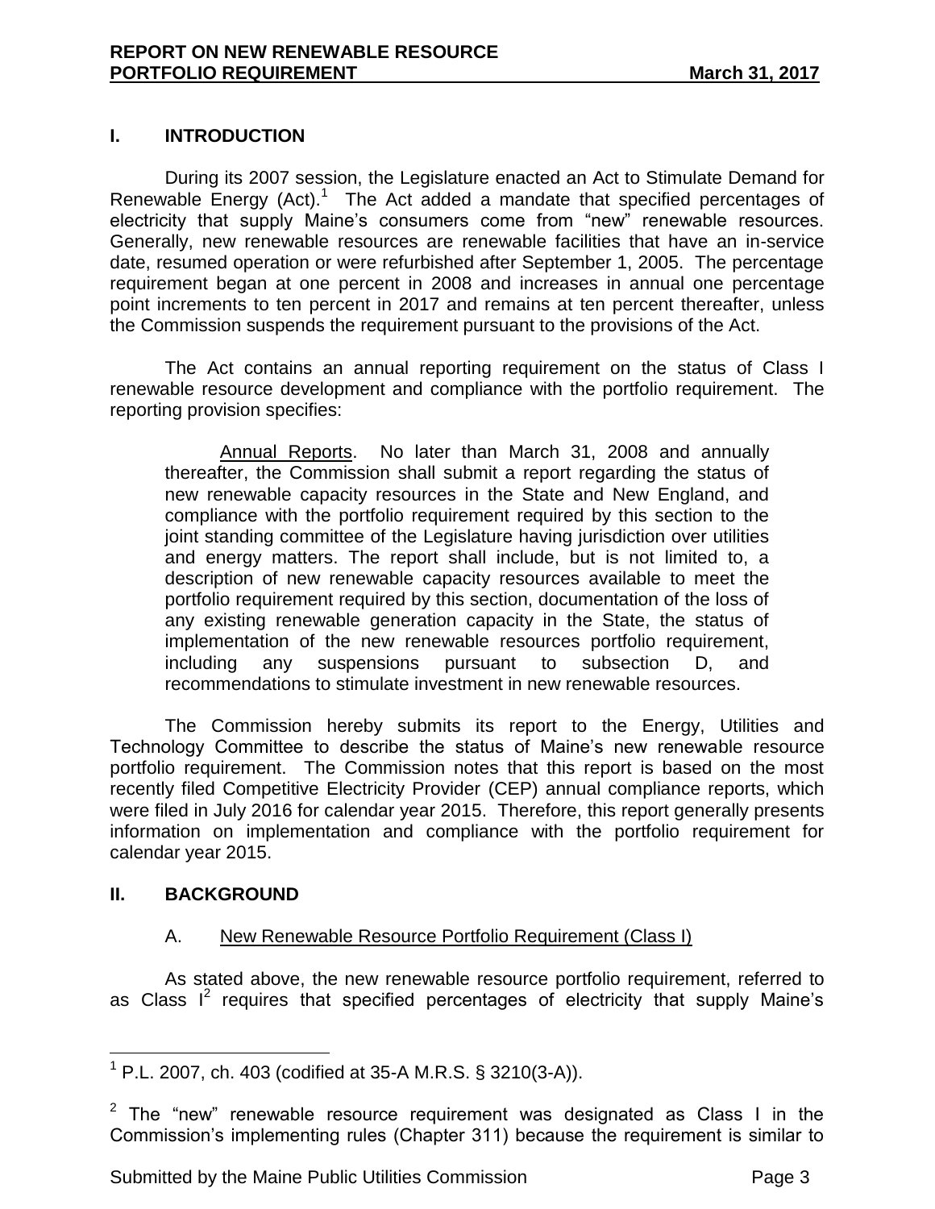## I. INTRODUCTION

During its 2007 session, the Legislature enacted an Act to Stimulate Demand for Renewable Energy (Act).[1] The Act added a mandate that specified percentages of electricity that supply Maine's consumers come from "new" renewable resources. Generally, new renewable resources are renewable facilities that have an in-service date, resumed operation or were refurbished after September 1, 2005. The percentage requirement began at one percent in 2008 and increases in annual one percentage point increments to ten percent in 2017 and remains at ten percent thereafter, unless the Commission suspends the requirement pursuant to the provisions of the Act.

The Act contains an annual reporting requirement on the status of Class I renewable resource development and compliance with the portfolio requirement. The reporting provision specifies:

> Annual Reports. No later than March 31, 2008 and annually thereafter, the Commission shall submit a report regarding the status of new renewable capacity resources in the State and New England, and compliance with the portfolio requirement required by this section to the joint standing committee of the Legislature having jurisdiction over utilities and energy matters. The report shall include, but is not limited to, a description of new renewable capacity resources available to meet the portfolio requirement required by this section, documentation of the loss of any existing renewable generation capacity in the State, the status of implementation of the new renewable resources portfolio requirement, including any suspensions pursuant to subsection D, and recommendations to stimulate investment in new renewable resources.

The Commission hereby submits its report to the Energy, Utilities and Technology Committee to describe the status of Maine's new renewable resource portfolio requirement. The Commission notes that this report is based on the most recently filed Competitive Electricity Provider (CEP) annual compliance reports, which were filed in July 2016 for calendar year 2015. Therefore, this report generally presents information on implementation and compliance with the portfolio requirement for calendar year 2015.

## II. BACKGROUND

### A. New Renewable Resource Portfolio Requirement (Class I)

As stated above, the new renewable resource portfolio requirement, referred to as Class I[2] requires that specified percentages of electricity that supply Maine's

---

[1] P.L. 2007, ch. 403 (codified at 35-A M.R.S. § 3210(3-A)).

[2] The "new" renewable resource requirement was designated as Class I in the Commission's implementing rules (Chapter 311) because the requirement is similar to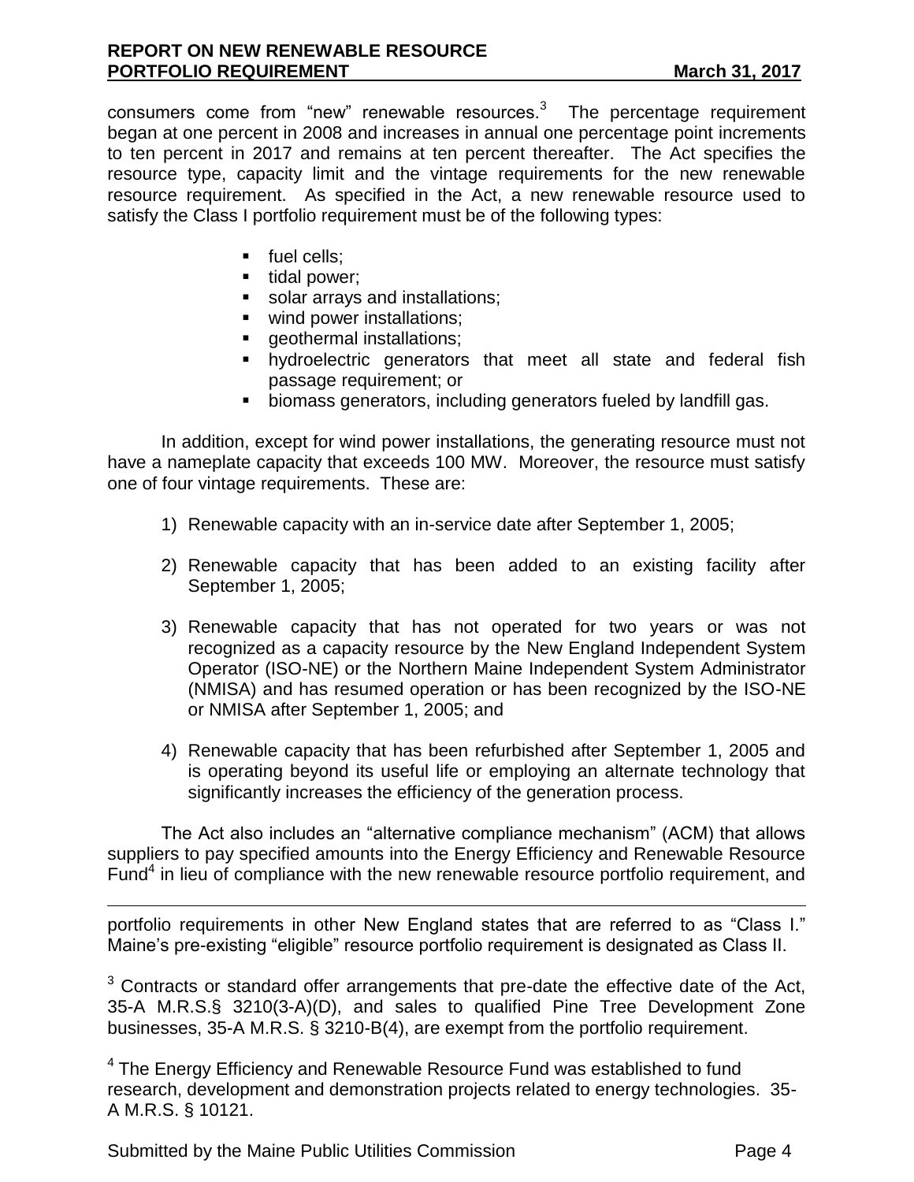consumers come from "new" renewable resources.[3] The percentage requirement began at one percent in 2008 and increases in annual one percentage point increments to ten percent in 2017 and remains at ten percent thereafter. The Act specifies the resource type, capacity limit and the vintage requirements for the new renewable resource requirement. As specified in the Act, a new renewable resource used to satisfy the Class I portfolio requirement must be of the following types:

- fuel cells;
- tidal power;
- solar arrays and installations;
- wind power installations;
- geothermal installations;
- hydroelectric generators that meet all state and federal fish passage requirement; or
- biomass generators, including generators fueled by landfill gas.

In addition, except for wind power installations, the generating resource must not have a nameplate capacity that exceeds 100 MW. Moreover, the resource must satisfy one of four vintage requirements. These are:

1) Renewable capacity with an in-service date after September 1, 2005;
2) Renewable capacity that has been added to an existing facility after September 1, 2005;
3) Renewable capacity that has not operated for two years or was not recognized as a capacity resource by the New England Independent System Operator (ISO-NE) or the Northern Maine Independent System Administrator (NMISA) and has resumed operation or has been recognized by the ISO-NE or NMISA after September 1, 2005; and
4) Renewable capacity that has been refurbished after September 1, 2005 and is operating beyond its useful life or employing an alternate technology that significantly increases the efficiency of the generation process.

The Act also includes an "alternative compliance mechanism" (ACM) that allows suppliers to pay specified amounts into the Energy Efficiency and Renewable Resource Fund[4] in lieu of compliance with the new renewable resource portfolio requirement, and

---

portfolio requirements in other New England states that are referred to as "Class I." Maine's pre-existing "eligible" resource portfolio requirement is designated as Class II.

[3] Contracts or standard offer arrangements that pre-date the effective date of the Act, 35-A M.R.S.§ 3210(3-A)(D), and sales to qualified Pine Tree Development Zone businesses, 35-A M.R.S. § 3210-B(4), are exempt from the portfolio requirement.

[4] The Energy Efficiency and Renewable Resource Fund was established to fund research, development and demonstration projects related to energy technologies. 35-A M.R.S. § 10121.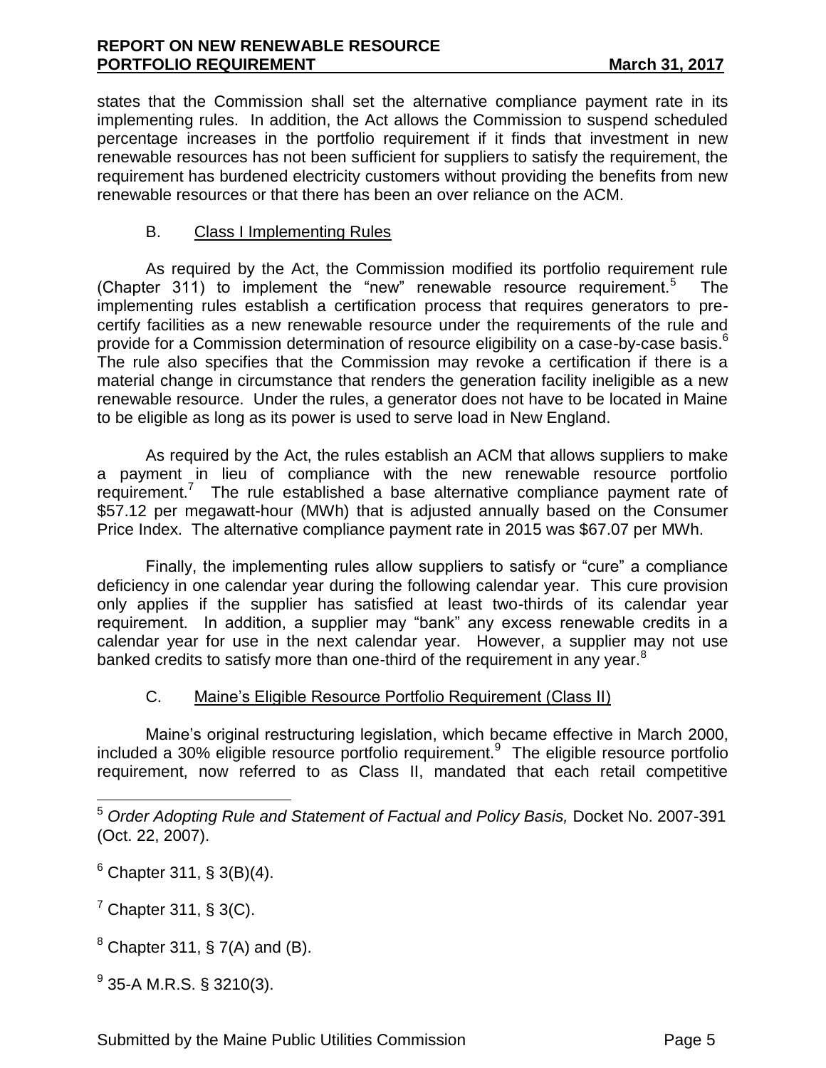states that the Commission shall set the alternative compliance payment rate in its implementing rules. In addition, the Act allows the Commission to suspend scheduled percentage increases in the portfolio requirement if it finds that investment in new renewable resources has not been sufficient for suppliers to satisfy the requirement, the requirement has burdened electricity customers without providing the benefits from new renewable resources or that there has been an over reliance on the ACM.

### B. Class I Implementing Rules

As required by the Act, the Commission modified its portfolio requirement rule (Chapter 311) to implement the "new" renewable resource requirement.[5] The implementing rules establish a certification process that requires generators to pre-certify facilities as a new renewable resource under the requirements of the rule and provide for a Commission determination of resource eligibility on a case-by-case basis.[6] The rule also specifies that the Commission may revoke a certification if there is a material change in circumstance that renders the generation facility ineligible as a new renewable resource. Under the rules, a generator does not have to be located in Maine to be eligible as long as its power is used to serve load in New England.

As required by the Act, the rules establish an ACM that allows suppliers to make a payment in lieu of compliance with the new renewable resource portfolio requirement.[7] The rule established a base alternative compliance payment rate of $57.12 per megawatt-hour (MWh) that is adjusted annually based on the Consumer Price Index. The alternative compliance payment rate in 2015 was $67.07 per MWh.

Finally, the implementing rules allow suppliers to satisfy or "cure" a compliance deficiency in one calendar year during the following calendar year. This cure provision only applies if the supplier has satisfied at least two-thirds of its calendar year requirement. In addition, a supplier may "bank" any excess renewable credits in a calendar year for use in the next calendar year. However, a supplier may not use banked credits to satisfy more than one-third of the requirement in any year.[8]

### C. Maine's Eligible Resource Portfolio Requirement (Class II)

Maine's original restructuring legislation, which became effective in March 2000, included a 30% eligible resource portfolio requirement.[9] The eligible resource portfolio requirement, now referred to as Class II, mandated that each retail competitive

---

[5] *Order Adopting Rule and Statement of Factual and Policy Basis,* Docket No. 2007-391 (Oct. 22, 2007).

[6] Chapter 311, § 3(B)(4).

[7] Chapter 311, § 3(C).

[8] Chapter 311, § 7(A) and (B).

[9] 35-A M.R.S. § 3210(3).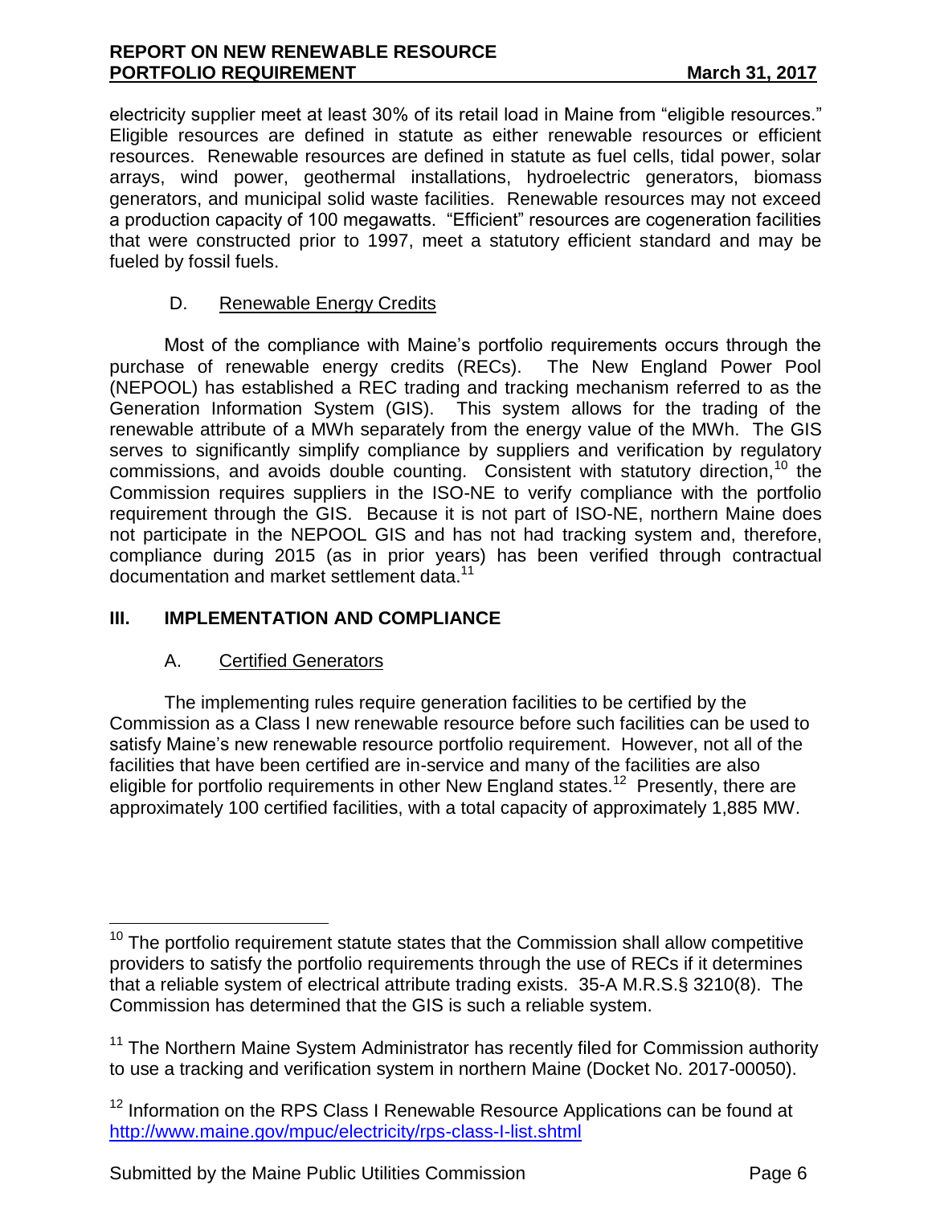electricity supplier meet at least 30% of its retail load in Maine from "eligible resources." Eligible resources are defined in statute as either renewable resources or efficient resources. Renewable resources are defined in statute as fuel cells, tidal power, solar arrays, wind power, geothermal installations, hydroelectric generators, biomass generators, and municipal solid waste facilities. Renewable resources may not exceed a production capacity of 100 megawatts. "Efficient" resources are cogeneration facilities that were constructed prior to 1997, meet a statutory efficient standard and may be fueled by fossil fuels.

### D. Renewable Energy Credits

Most of the compliance with Maine's portfolio requirements occurs through the purchase of renewable energy credits (RECs). The New England Power Pool (NEPOOL) has established a REC trading and tracking mechanism referred to as the Generation Information System (GIS). This system allows for the trading of the renewable attribute of a MWh separately from the energy value of the MWh. The GIS serves to significantly simplify compliance by suppliers and verification by regulatory commissions, and avoids double counting. Consistent with statutory direction,[10] the Commission requires suppliers in the ISO-NE to verify compliance with the portfolio requirement through the GIS. Because it is not part of ISO-NE, northern Maine does not participate in the NEPOOL GIS and has not had tracking system and, therefore, compliance during 2015 (as in prior years) has been verified through contractual documentation and market settlement data.[11]

## III. IMPLEMENTATION AND COMPLIANCE

### A. Certified Generators

The implementing rules require generation facilities to be certified by the Commission as a Class I new renewable resource before such facilities can be used to satisfy Maine's new renewable resource portfolio requirement. However, not all of the facilities that have been certified are in-service and many of the facilities are also eligible for portfolio requirements in other New England states.[12] Presently, there are approximately 100 certified facilities, with a total capacity of approximately 1,885 MW.

---

[10] The portfolio requirement statute states that the Commission shall allow competitive providers to satisfy the portfolio requirements through the use of RECs if it determines that a reliable system of electrical attribute trading exists. 35-A M.R.S.§ 3210(8). The Commission has determined that the GIS is such a reliable system.

[11] The Northern Maine System Administrator has recently filed for Commission authority to use a tracking and verification system in northern Maine (Docket No. 2017-00050).

[12] Information on the RPS Class I Renewable Resource Applications can be found at http://www.maine.gov/mpuc/electricity/rps-class-I-list.shtml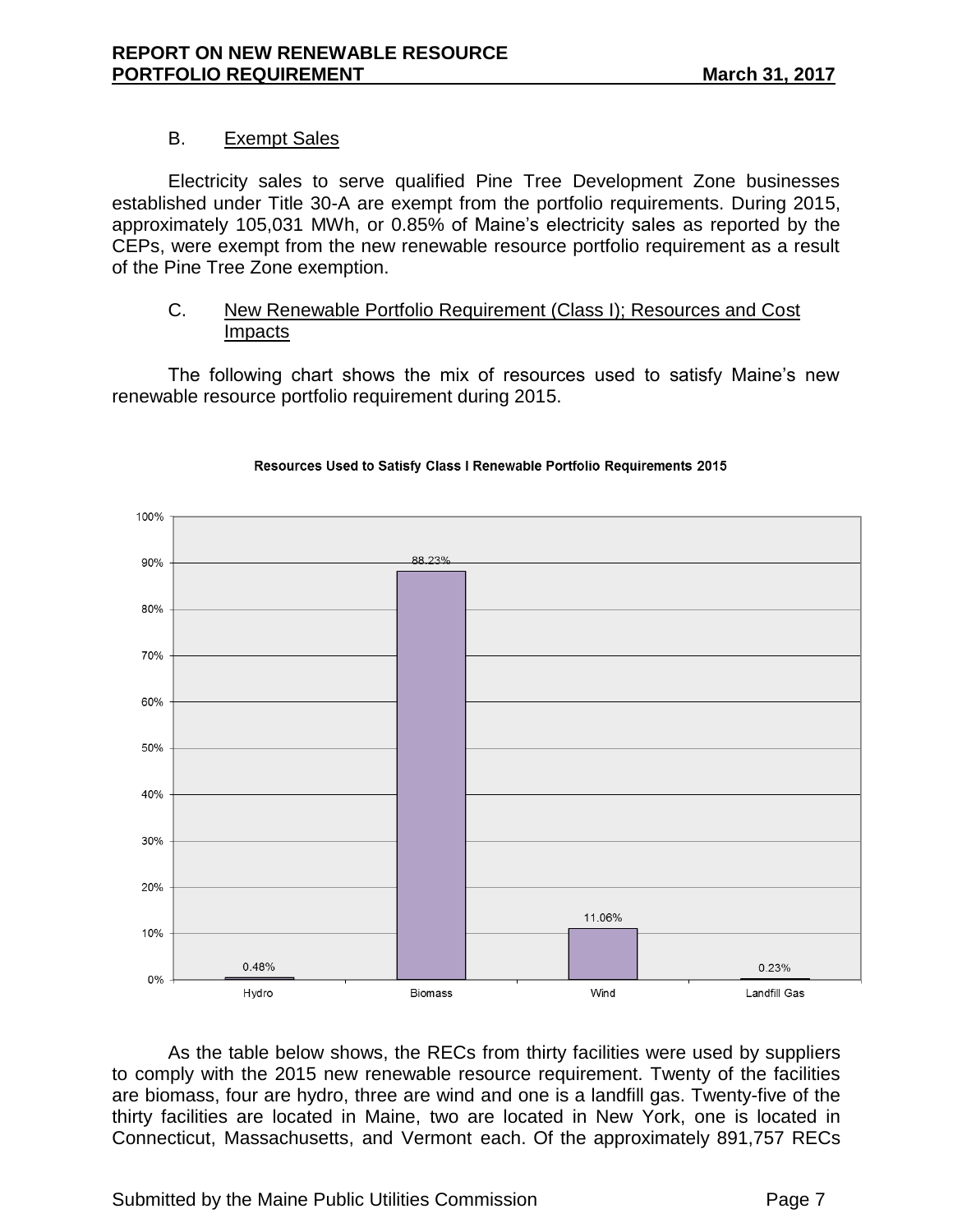B. Exempt Sales

Electricity sales to serve qualified Pine Tree Development Zone businesses established under Title 30-A are exempt from the portfolio requirements. During 2015, approximately 105,031 MWh, or 0.85% of Maine's electricity sales as reported by the CEPs, were exempt from the new renewable resource portfolio requirement as a result of the Pine Tree Zone exemption.

C. New Renewable Portfolio Requirement (Class I); Resources and Cost Impacts

The following chart shows the mix of resources used to satisfy Maine's new renewable resource portfolio requirement during 2015.

**Resources Used to Satisfy Class I Renewable Portfolio Requirements 2015**

| Resource | Percentage |
|---|---|
| Hydro | 0.48% |
| Biomass | 88.23% |
| Wind | 11.06% |
| Landfill Gas | 0.23% |

As the table below shows, the RECs from thirty facilities were used by suppliers to comply with the 2015 new renewable resource requirement. Twenty of the facilities are biomass, four are hydro, three are wind and one is a landfill gas. Twenty-five of the thirty facilities are located in Maine, two are located in New York, one is located in Connecticut, Massachusetts, and Vermont each. Of the approximately 891,757 RECs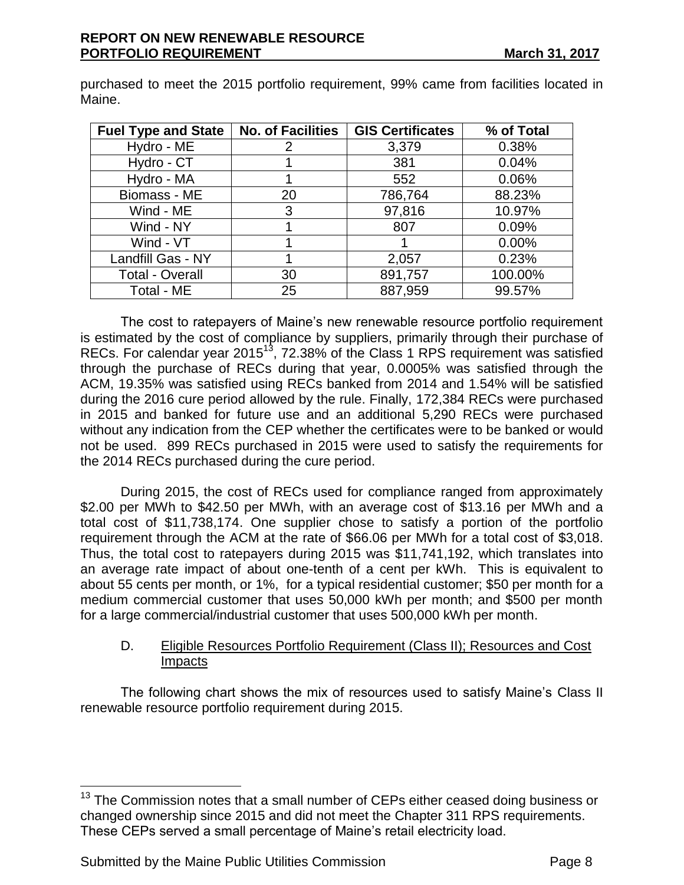purchased to meet the 2015 portfolio requirement, 99% came from facilities located in Maine.

| Fuel Type and State | No. of Facilities | GIS Certificates | % of Total |
|---|---|---|---|
| Hydro - ME | 2 | 3,379 | 0.38% |
| Hydro - CT | 1 | 381 | 0.04% |
| Hydro - MA | 1 | 552 | 0.06% |
| Biomass - ME | 20 | 786,764 | 88.23% |
| Wind - ME | 3 | 97,816 | 10.97% |
| Wind - NY | 1 | 807 | 0.09% |
| Wind - VT | 1 | 1 | 0.00% |
| Landfill Gas - NY | 1 | 2,057 | 0.23% |
| Total - Overall | 30 | 891,757 | 100.00% |
| Total - ME | 25 | 887,959 | 99.57% |

The cost to ratepayers of Maine's new renewable resource portfolio requirement is estimated by the cost of compliance by suppliers, primarily through their purchase of RECs. For calendar year 2015[13], 72.38% of the Class 1 RPS requirement was satisfied through the purchase of RECs during that year, 0.0005% was satisfied through the ACM, 19.35% was satisfied using RECs banked from 2014 and 1.54% will be satisfied during the 2016 cure period allowed by the rule. Finally, 172,384 RECs were purchased in 2015 and banked for future use and an additional 5,290 RECs were purchased without any indication from the CEP whether the certificates were to be banked or would not be used. 899 RECs purchased in 2015 were used to satisfy the requirements for the 2014 RECs purchased during the cure period.

During 2015, the cost of RECs used for compliance ranged from approximately \$2.00 per MWh to \$42.50 per MWh, with an average cost of \$13.16 per MWh and a total cost of \$11,738,174. One supplier chose to satisfy a portion of the portfolio requirement through the ACM at the rate of \$66.06 per MWh for a total cost of \$3,018. Thus, the total cost to ratepayers during 2015 was \$11,741,192, which translates into an average rate impact of about one-tenth of a cent per kWh. This is equivalent to about 55 cents per month, or 1%, for a typical residential customer; \$50 per month for a medium commercial customer that uses 50,000 kWh per month; and \$500 per month for a large commercial/industrial customer that uses 500,000 kWh per month.

D. Eligible Resources Portfolio Requirement (Class II); Resources and Cost Impacts

The following chart shows the mix of resources used to satisfy Maine's Class II renewable resource portfolio requirement during 2015.

[13] The Commission notes that a small number of CEPs either ceased doing business or changed ownership since 2015 and did not meet the Chapter 311 RPS requirements. These CEPs served a small percentage of Maine's retail electricity load.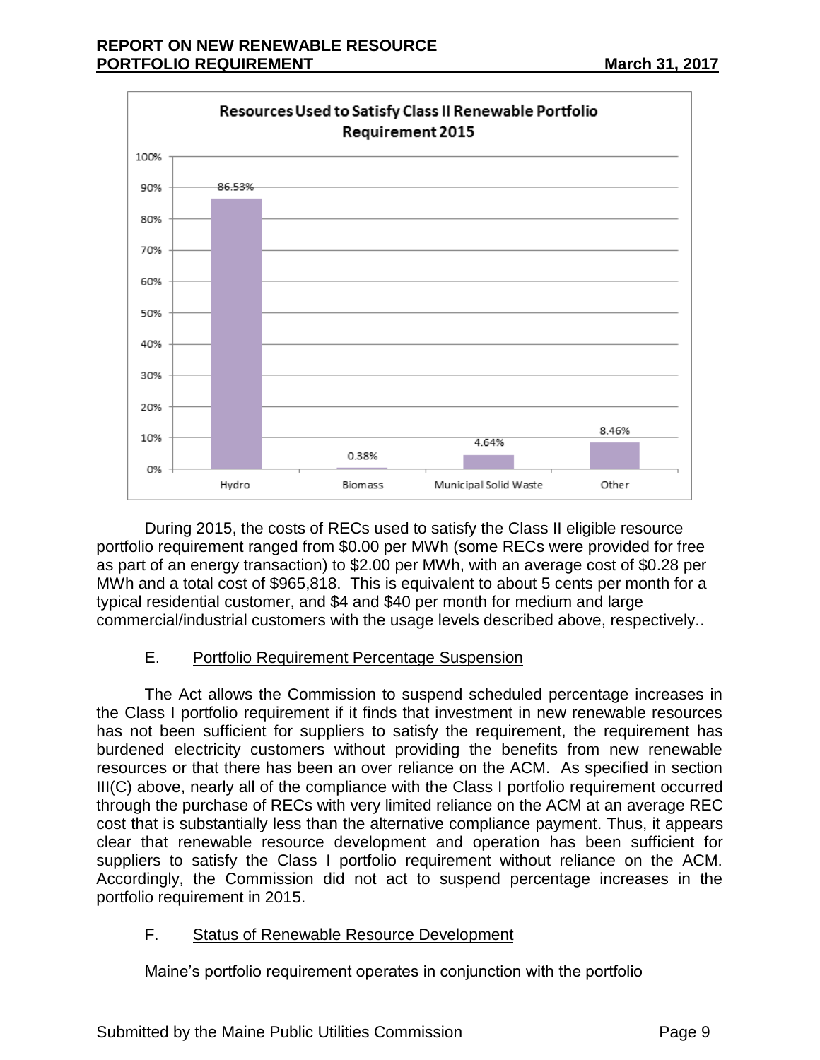**Resources Used to Satisfy Class II Renewable Portfolio Requirement 2015**

| Resource | Percentage |
| --- | --- |
| Hydro | 86.53% |
| Biomass | 0.38% |
| Municipal Solid Waste | 4.64% |
| Other | 8.46% |

During 2015, the costs of RECs used to satisfy the Class II eligible resource portfolio requirement ranged from $0.00 per MWh (some RECs were provided for free as part of an energy transaction) to $2.00 per MWh, with an average cost of $0.28 per MWh and a total cost of $965,818. This is equivalent to about 5 cents per month for a typical residential customer, and $4 and $40 per month for medium and large commercial/industrial customers with the usage levels described above, respectively..

### E. Portfolio Requirement Percentage Suspension

The Act allows the Commission to suspend scheduled percentage increases in the Class I portfolio requirement if it finds that investment in new renewable resources has not been sufficient for suppliers to satisfy the requirement, the requirement has burdened electricity customers without providing the benefits from new renewable resources or that there has been an over reliance on the ACM. As specified in section III(C) above, nearly all of the compliance with the Class I portfolio requirement occurred through the purchase of RECs with very limited reliance on the ACM at an average REC cost that is substantially less than the alternative compliance payment. Thus, it appears clear that renewable resource development and operation has been sufficient for suppliers to satisfy the Class I portfolio requirement without reliance on the ACM. Accordingly, the Commission did not act to suspend percentage increases in the portfolio requirement in 2015.

### F. Status of Renewable Resource Development

Maine's portfolio requirement operates in conjunction with the portfolio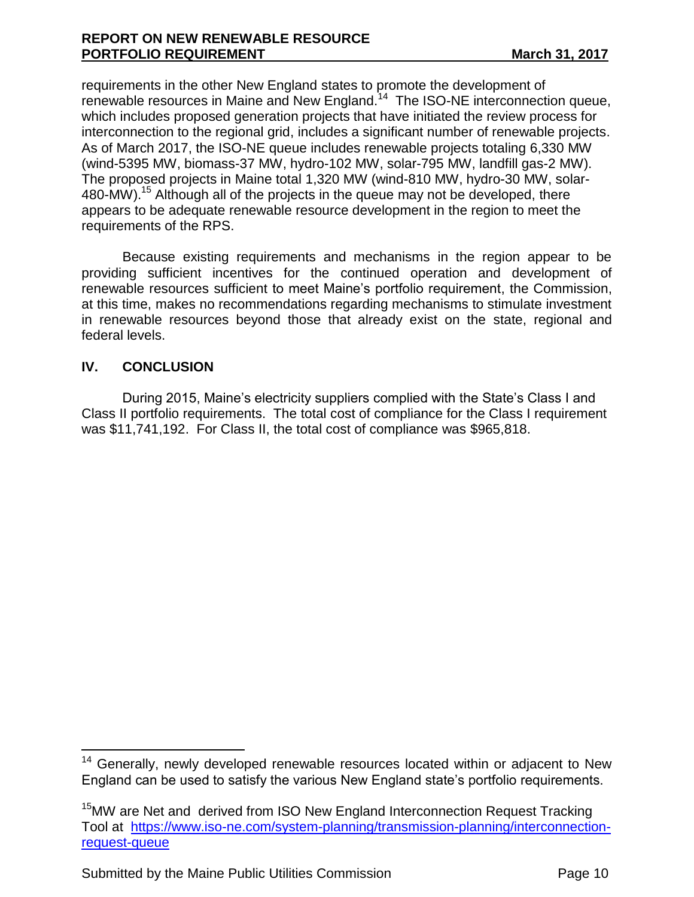requirements in the other New England states to promote the development of renewable resources in Maine and New England.[14] The ISO-NE interconnection queue, which includes proposed generation projects that have initiated the review process for interconnection to the regional grid, includes a significant number of renewable projects. As of March 2017, the ISO-NE queue includes renewable projects totaling 6,330 MW (wind-5395 MW, biomass-37 MW, hydro-102 MW, solar-795 MW, landfill gas-2 MW). The proposed projects in Maine total 1,320 MW (wind-810 MW, hydro-30 MW, solar-480-MW).[15] Although all of the projects in the queue may not be developed, there appears to be adequate renewable resource development in the region to meet the requirements of the RPS.

Because existing requirements and mechanisms in the region appear to be providing sufficient incentives for the continued operation and development of renewable resources sufficient to meet Maine's portfolio requirement, the Commission, at this time, makes no recommendations regarding mechanisms to stimulate investment in renewable resources beyond those that already exist on the state, regional and federal levels.

## IV. CONCLUSION

During 2015, Maine's electricity suppliers complied with the State's Class I and Class II portfolio requirements. The total cost of compliance for the Class I requirement was $11,741,192. For Class II, the total cost of compliance was $965,818.

---

[14] Generally, newly developed renewable resources located within or adjacent to New England can be used to satisfy the various New England state's portfolio requirements.

[15] MW are Net and derived from ISO New England Interconnection Request Tracking Tool at https://www.iso-ne.com/system-planning/transmission-planning/interconnection-request-queue